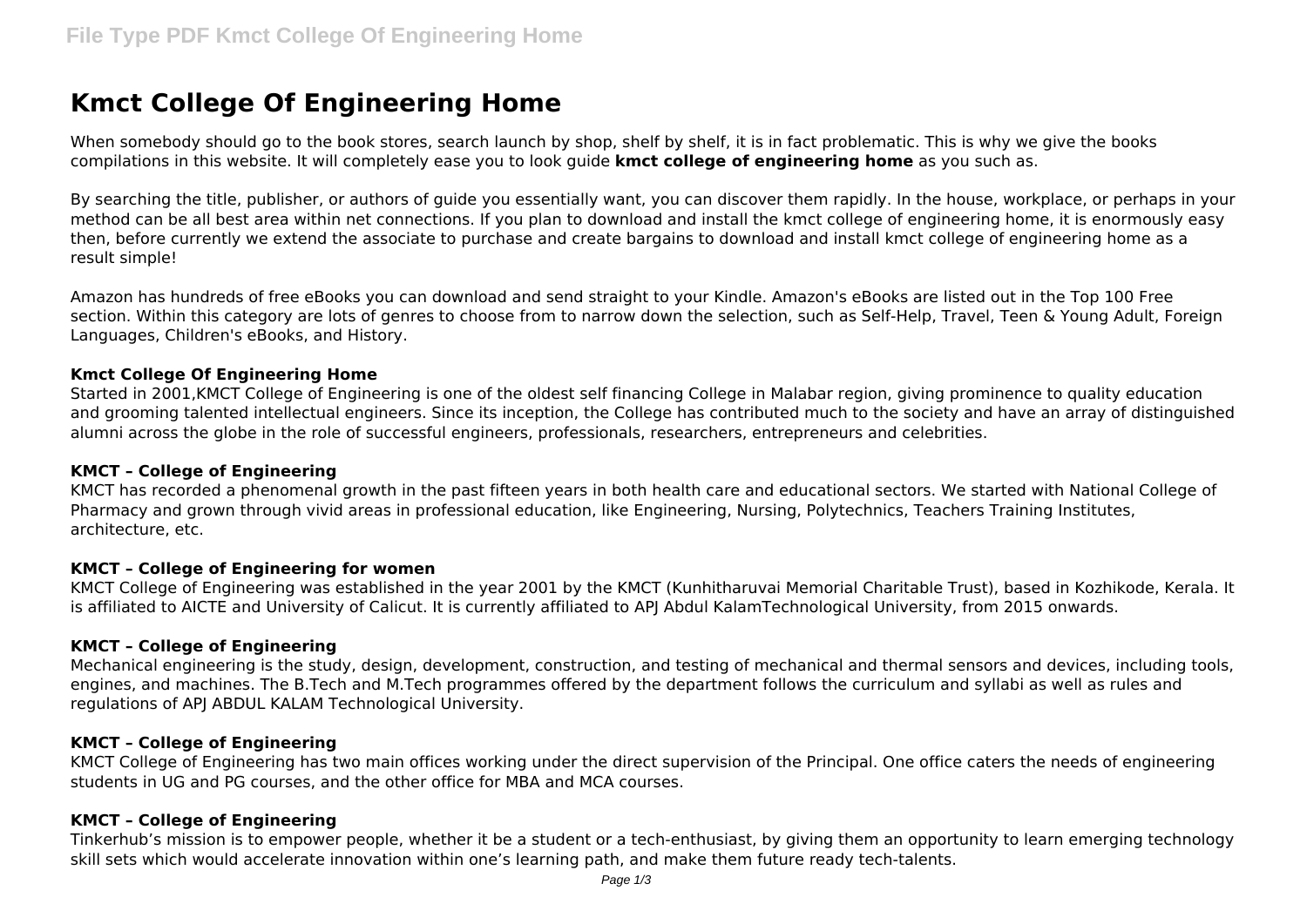# Kmct College Of Engineering Home

When somebody should go to the book stores, search launch by shop, shelf by shelf, it is in fact problematic. This is why we give the books compilations in this website. It will completely ease you to look guide **kmct college of engineering home** as you such as.

By searching the title, publisher, or authors of guide you essentially want, you can discover them rapidly. In the house, workplace, or perhaps in your method can be all best area within net connections. If you plan to download and install the kmct college of engineering home, it is enormously easy then, before currently we extend the associate to purchase and create bargains to download and install kmct college of engineering home as a result simple!

Amazon has hundreds of free eBooks you can download and send straight to your Kindle. Amazon's eBooks are listed out in the Top 100 Free section. Within this category are lots of genres to choose from to narrow down the selection, such as Self-Help, Travel, Teen & Young Adult, Foreign Languages, Children's eBooks, and History.

### Kmct College Of Engineering Home

Started in 2001,KMCT College of Engineering is one of the oldest self financing College in Malabar region, giving prominence to quality education and grooming talented intellectual engineers. Since its inception, the College has contributed much to the society and have an array of distinguished alumni across the globe in the role of successful engineers, professionals, researchers, entrepreneurs and celebrities.

### KMCT – College of Engineering

KMCT has recorded a phenomenal growth in the past fifteen years in both health care and educational sectors. We started with National College of Pharmacy and grown through vivid areas in professional education, like Engineering, Nursing, Polytechnics, Teachers Training Institutes, architecture, etc.

### KMCT – College of Engineering for women

KMCT College of Engineering was established in the year 2001 by the KMCT (Kunhitharuvai Memorial Charitable Trust), based in Kozhikode, Kerala. It is affiliated to AICTE and University of Calicut. It is currently affiliated to APJ Abdul KalamTechnological University, from 2015 onwards.

### KMCT – College of Engineering

Mechanical engineering is the study, design, development, construction, and testing of mechanical and thermal sensors and devices, including tools, engines, and machines. The B.Tech and M.Tech programmes offered by the department follows the curriculum and syllabi as well as rules and regulations of APJ ABDUL KALAM Technological University.

### KMCT – College of Engineering

KMCT College of Engineering has two main offices working under the direct supervision of the Principal. One office caters the needs of engineering students in UG and PG courses, and the other office for MBA and MCA courses.

### KMCT – College of Engineering

Tinkerhub's mission is to empower people, whether it be a student or a tech-enthusiast, by giving them an opportunity to learn emerging technology skill sets which would accelerate innovation within one's learning path, and make them future ready tech-talents.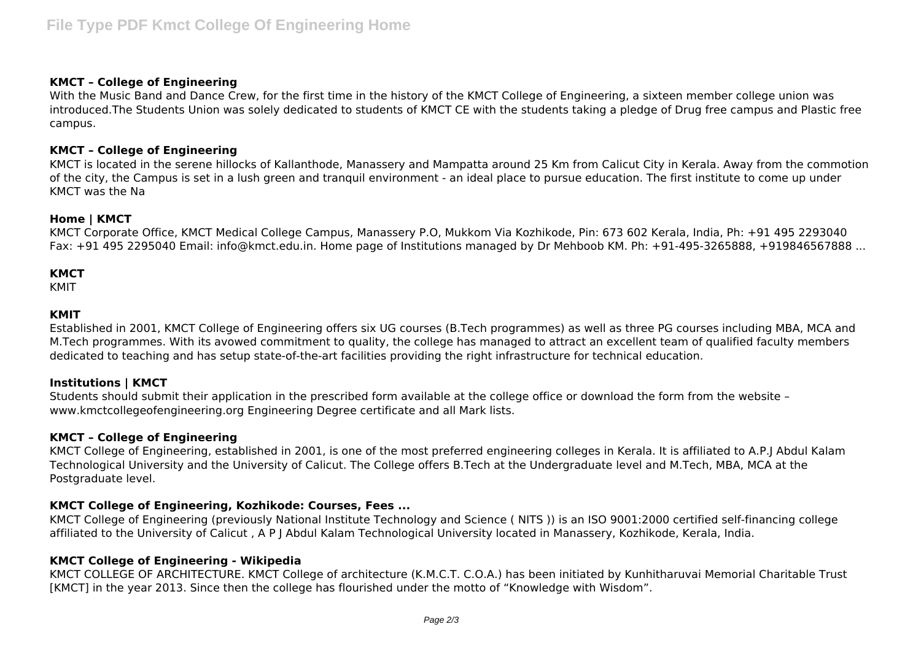### KMCT – College of Engineering

With the Music Band and Dance Crew, for the first time in the history of the KMCT College of Engineering, a sixteen member college union was introduced.The Students Union was solely dedicated to students of KMCT CE with the students taking a pledge of Drug free campus and Plastic free campus.

### KMCT – College of Engineering

KMCT is located in the serene hillocks of Kallanthode, Manassery and Mampatta around 25 Km from Calicut City in Kerala. Away from the commotion of the city, the Campus is set in a lush green and tranquil environment - an ideal place to pursue education. The first institute to come up under KMCT was the Na

### Home | KMCT

KMCT Corporate Office, KMCT Medical College Campus, Manassery P.O, Mukkom Via Kozhikode, Pin: 673 602 Kerala, India, Ph: +91 495 2293040 Fax: +91 495 2295040 Email: info@kmct.edu.in. Home page of Institutions managed by Dr Mehboob KM. Ph: +91-495-3265888, +919846567888 ...

### KMCT

KMIT

### KMIT

Established in 2001, KMCT College of Engineering offers six UG courses (B.Tech programmes) as well as three PG courses including MBA, MCA and M.Tech programmes. With its avowed commitment to quality, the college has managed to attract an excellent team of qualified faculty members dedicated to teaching and has setup state-of-the-art facilities providing the right infrastructure for technical education.

### Institutions | KMCT

Students should submit their application in the prescribed form available at the college office or download the form from the website – www.kmctcollegeofengineering.org Engineering Degree certificate and all Mark lists.

### KMCT – College of Engineering

KMCT College of Engineering, established in 2001, is one of the most preferred engineering colleges in Kerala. It is affiliated to A.P.J Abdul Kalam Technological University and the University of Calicut. The College offers B.Tech at the Undergraduate level and M.Tech, MBA, MCA at the Postgraduate level.

### KMCT College of Engineering, Kozhikode: Courses, Fees ...

KMCT College of Engineering (previously National Institute Technology and Science ( NITS )) is an ISO 9001:2000 certified self-financing college affiliated to the University of Calicut , A P J Abdul Kalam Technological University located in Manassery, Kozhikode, Kerala, India.

### KMCT College of Engineering - Wikipedia

KMCT COLLEGE OF ARCHITECTURE. KMCT College of architecture (K.M.C.T. C.O.A.) has been initiated by Kunhitharuvai Memorial Charitable Trust [KMCT] in the year 2013. Since then the college has flourished under the motto of "Knowledge with Wisdom".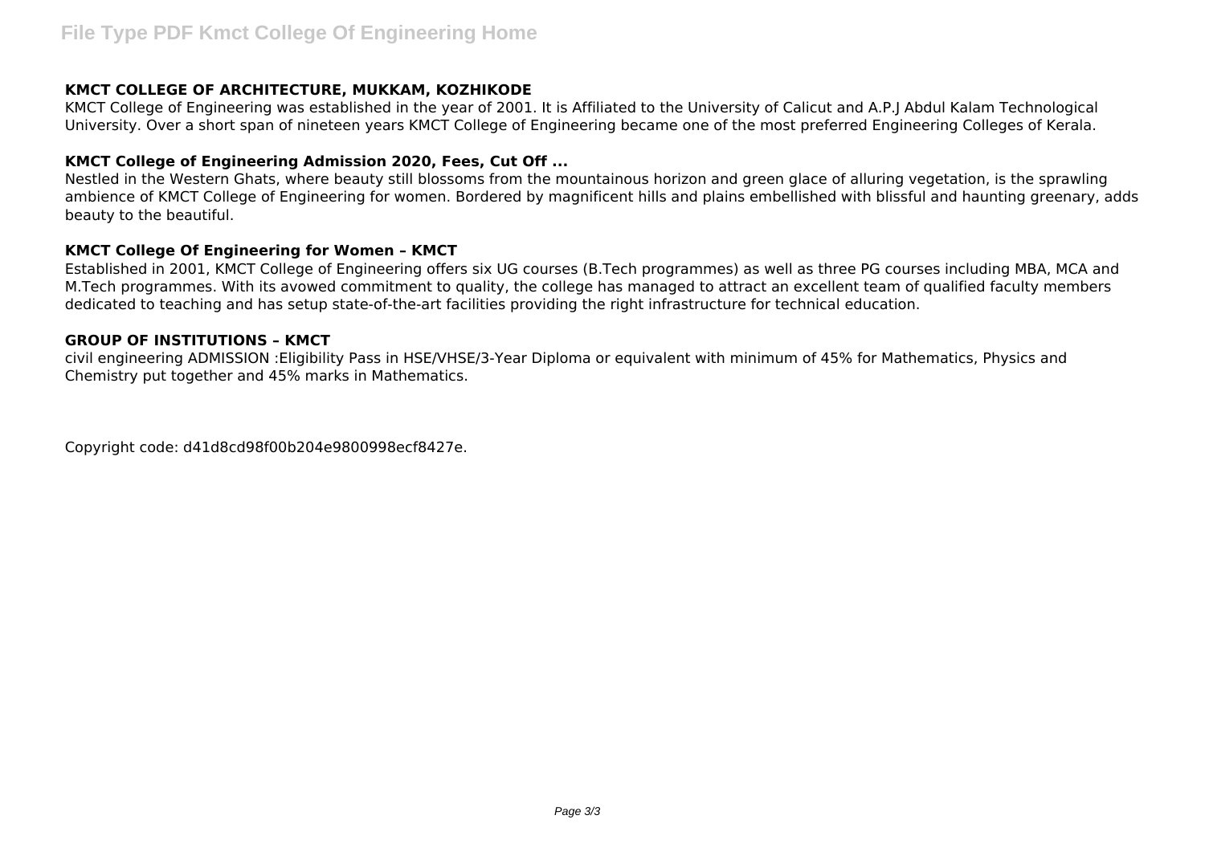### KMCT COLLEGE OF ARCHITECTURE, MUKKAM, KOZHIKODE

KMCT College of Engineering was established in the year of 2001. It is Affiliated to the University of Calicut and A.P.J Abdul Kalam Technological University. Over a short span of nineteen years KMCT College of Engineering became one of the most preferred Engineering Colleges of Kerala.

### KMCT College of Engineering Admission 2020, Fees, Cut Off ...

Nestled in the Western Ghats, where beauty still blossoms from the mountainous horizon and green glace of alluring vegetation, is the sprawling ambience of KMCT College of Engineering for women. Bordered by magnificent hills and plains embellished with blissful and haunting greenary, adds beauty to the beautiful.

### KMCT College Of Engineering for Women – KMCT

Established in 2001, KMCT College of Engineering offers six UG courses (B.Tech programmes) as well as three PG courses including MBA, MCA and M.Tech programmes. With its avowed commitment to quality, the college has managed to attract an excellent team of qualified faculty members dedicated to teaching and has setup state-of-the-art facilities providing the right infrastructure for technical education.

### GROUP OF INSTITUTIONS – KMCT

civil engineering ADMISSION :Eligibility Pass in HSE/VHSE/3-Year Diploma or equivalent with minimum of 45% for Mathematics, Physics and Chemistry put together and 45% marks in Mathematics.

Copyright code: d41d8cd98f00b204e9800998ecf8427e.